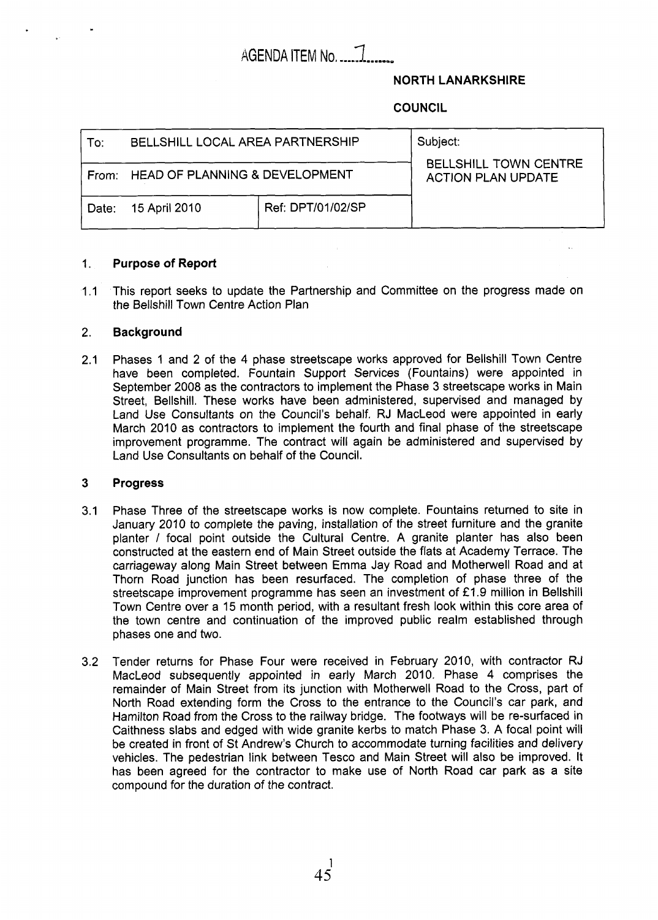AGENDA ITEM No. 7

**NORTH LANARKSHIRE**

**COUNCIL**

| To: BELLSHILL LOCAL AREA PARTNERSHIP | | Subject: BELLSHILL TOWN CENTRE ACTION PLAN UPDATE |
|---|---|---|
| From: HEAD OF PLANNING & DEVELOPMENT | | |
| Date: 15 April 2010 | Ref: DPT/01/02/SP | |

## 1. Purpose of Report

1.1 This report seeks to update the Partnership and Committee on the progress made on the Bellshill Town Centre Action Plan

## 2. Background

2.1 Phases 1 and 2 of the 4 phase streetscape works approved for Bellshill Town Centre have been completed. Fountain Support Services (Fountains) were appointed in September 2008 as the contractors to implement the Phase 3 streetscape works in Main Street, Bellshill. These works have been administered, supervised and managed by Land Use Consultants on the Council's behalf. RJ MacLeod were appointed in early March 2010 as contractors to implement the fourth and final phase of the streetscape improvement programme. The contract will again be administered and supervised by Land Use Consultants on behalf of the Council.

## 3 Progress

3.1 Phase Three of the streetscape works is now complete. Fountains returned to site in January 2010 to complete the paving, installation of the street furniture and the granite planter / focal point outside the Cultural Centre. A granite planter has also been constructed at the eastern end of Main Street outside the flats at Academy Terrace. The carriageway along Main Street between Emma Jay Road and Motherwell Road and at Thorn Road junction has been resurfaced. The completion of phase three of the streetscape improvement programme has seen an investment of £1.9 million in Bellshill Town Centre over a 15 month period, with a resultant fresh look within this core area of the town centre and continuation of the improved public realm established through phases one and two.

3.2 Tender returns for Phase Four were received in February 2010, with contractor RJ MacLeod subsequently appointed in early March 2010. Phase 4 comprises the remainder of Main Street from its junction with Motherwell Road to the Cross, part of North Road extending form the Cross to the entrance to the Council's car park, and Hamilton Road from the Cross to the railway bridge. The footways will be re-surfaced in Caithness slabs and edged with wide granite kerbs to match Phase 3. A focal point will be created in front of St Andrew's Church to accommodate turning facilities and delivery vehicles. The pedestrian link between Tesco and Main Street will also be improved. It has been agreed for the contractor to make use of North Road car park as a site compound for the duration of the contract.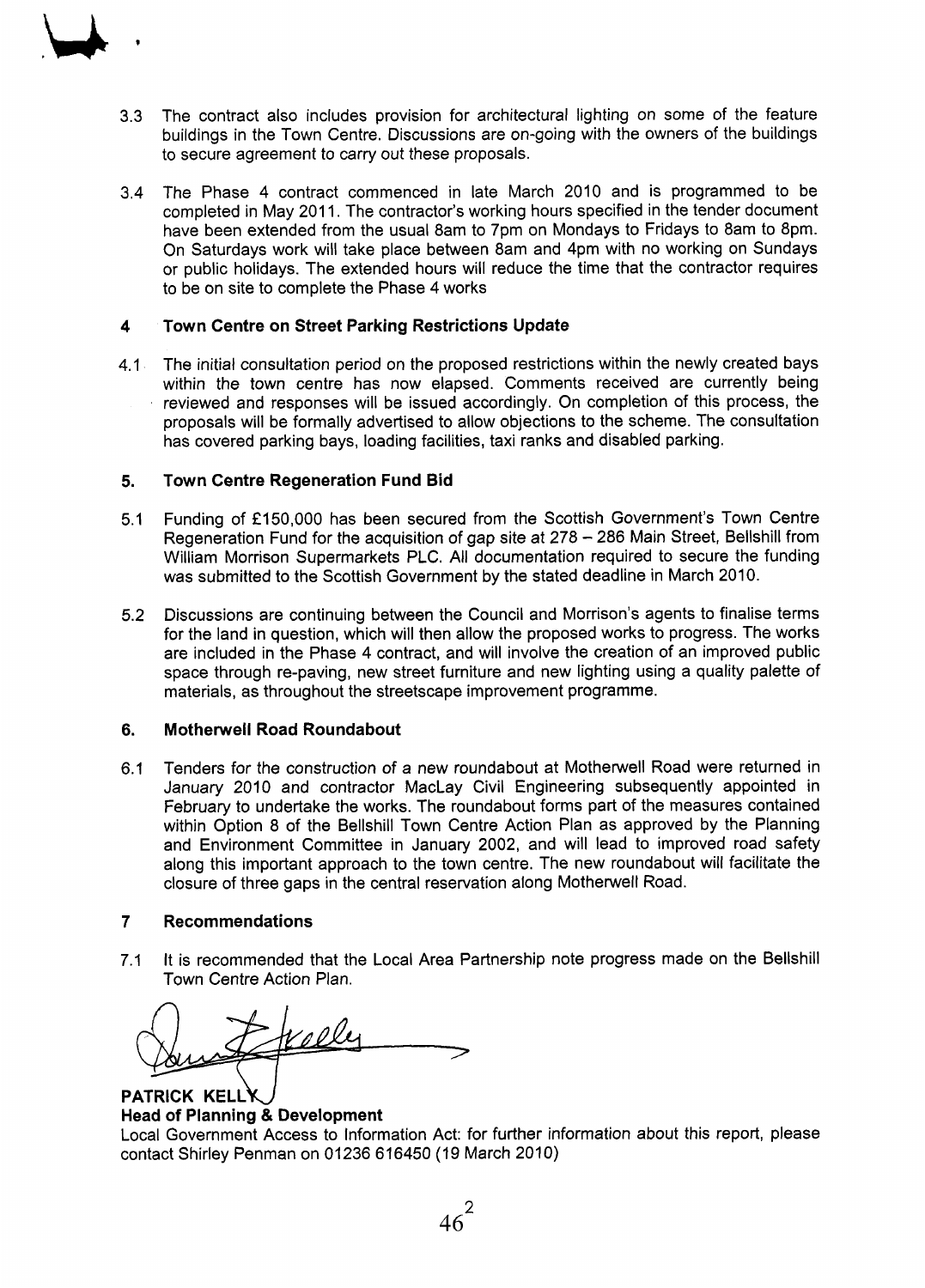3.3 The contract also includes provision for architectural lighting on some of the feature buildings in the Town Centre. Discussions are on-going with the owners of the buildings to secure agreement to carry out these proposals.

3.4 The Phase 4 contract commenced in late March 2010 and is programmed to be completed in May 2011. The contractor's working hours specified in the tender document have been extended from the usual 8am to 7pm on Mondays to Fridays to 8am to 8pm. On Saturdays work will take place between 8am and 4pm with no working on Sundays or public holidays. The extended hours will reduce the time that the contractor requires to be on site to complete the Phase 4 works

## 4 Town Centre on Street Parking Restrictions Update

4.1 The initial consultation period on the proposed restrictions within the newly created bays within the town centre has now elapsed. Comments received are currently being reviewed and responses will be issued accordingly. On completion of this process, the proposals will be formally advertised to allow objections to the scheme. The consultation has covered parking bays, loading facilities, taxi ranks and disabled parking.

## 5. Town Centre Regeneration Fund Bid

5.1 Funding of £150,000 has been secured from the Scottish Government's Town Centre Regeneration Fund for the acquisition of gap site at 278 – 286 Main Street, Bellshill from William Morrison Supermarkets PLC. All documentation required to secure the funding was submitted to the Scottish Government by the stated deadline in March 2010.

5.2 Discussions are continuing between the Council and Morrison's agents to finalise terms for the land in question, which will then allow the proposed works to progress. The works are included in the Phase 4 contract, and will involve the creation of an improved public space through re-paving, new street furniture and new lighting using a quality palette of materials, as throughout the streetscape improvement programme.

## 6. Motherwell Road Roundabout

6.1 Tenders for the construction of a new roundabout at Motherwell Road were returned in January 2010 and contractor MacLay Civil Engineering subsequently appointed in February to undertake the works. The roundabout forms part of the measures contained within Option 8 of the Bellshill Town Centre Action Plan as approved by the Planning and Environment Committee in January 2002, and will lead to improved road safety along this important approach to the town centre. The new roundabout will facilitate the closure of three gaps in the central reservation along Motherwell Road.

## 7 Recommendations

7.1 It is recommended that the Local Area Partnership note progress made on the Bellshill Town Centre Action Plan.

**PATRICK KELLY**
**Head of Planning & Development**

Local Government Access to Information Act: for further information about this report, please contact Shirley Penman on 01236 616450 (19 March 2010)